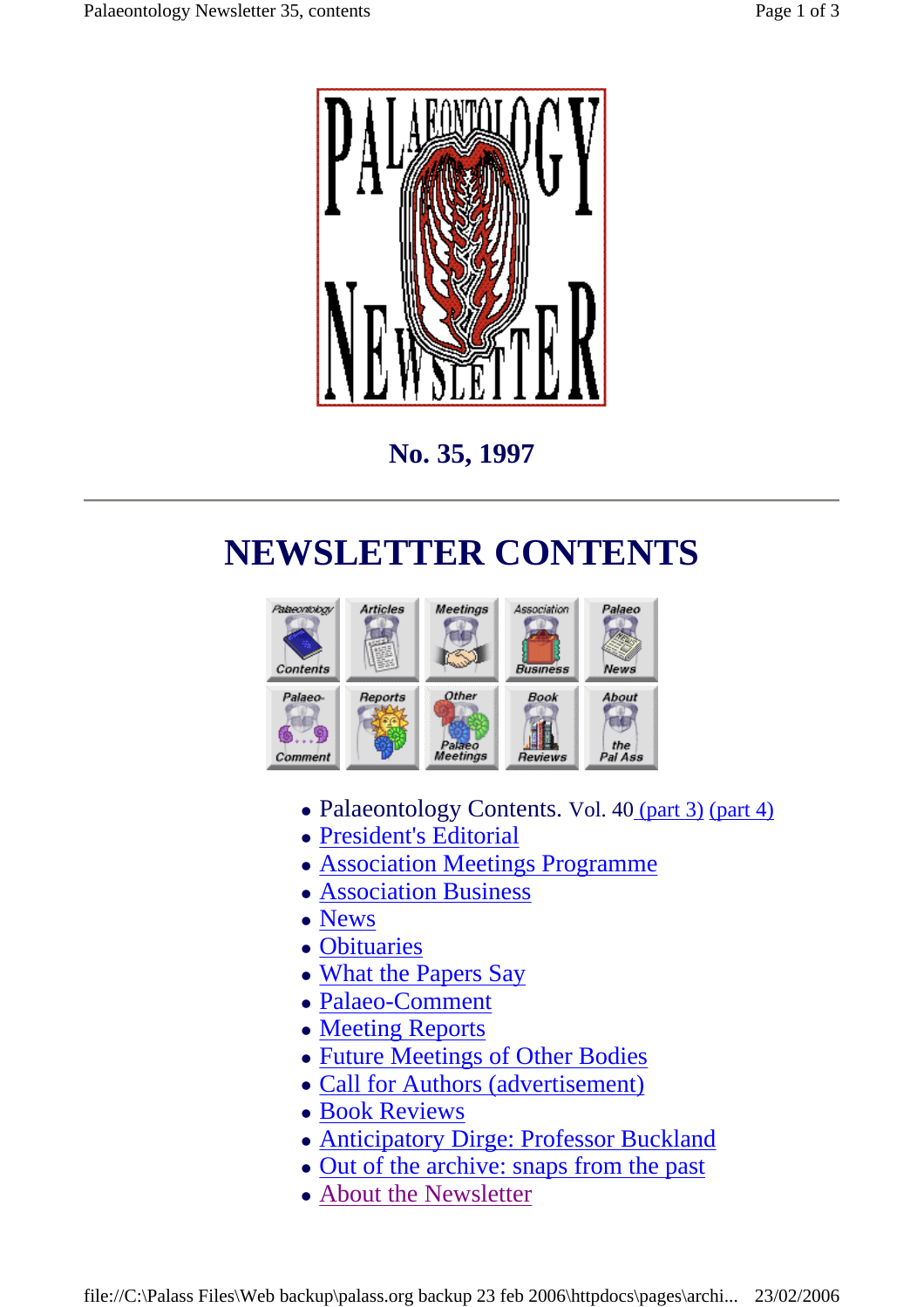**No. 35, 1997**

---

# NEWSLETTER CONTENTS

| | | | | |
|---|---|---|---|---|
| Palaeontology Contents | Articles | Meetings | Association Business | Palaeo News |
| Palaeo-Comment | Reports | Other Palaeo Meetings | Book Reviews | About the Pal Ass |

- Palaeontology Contents. Vol. 40 (part 3) (part 4)
- President's Editorial
- Association Meetings Programme
- Association Business
- News
- Obituaries
- What the Papers Say
- Palaeo-Comment
- Meeting Reports
- Future Meetings of Other Bodies
- Call for Authors (advertisement)
- Book Reviews
- Anticipatory Dirge: Professor Buckland
- Out of the archive: snaps from the past
- About the Newsletter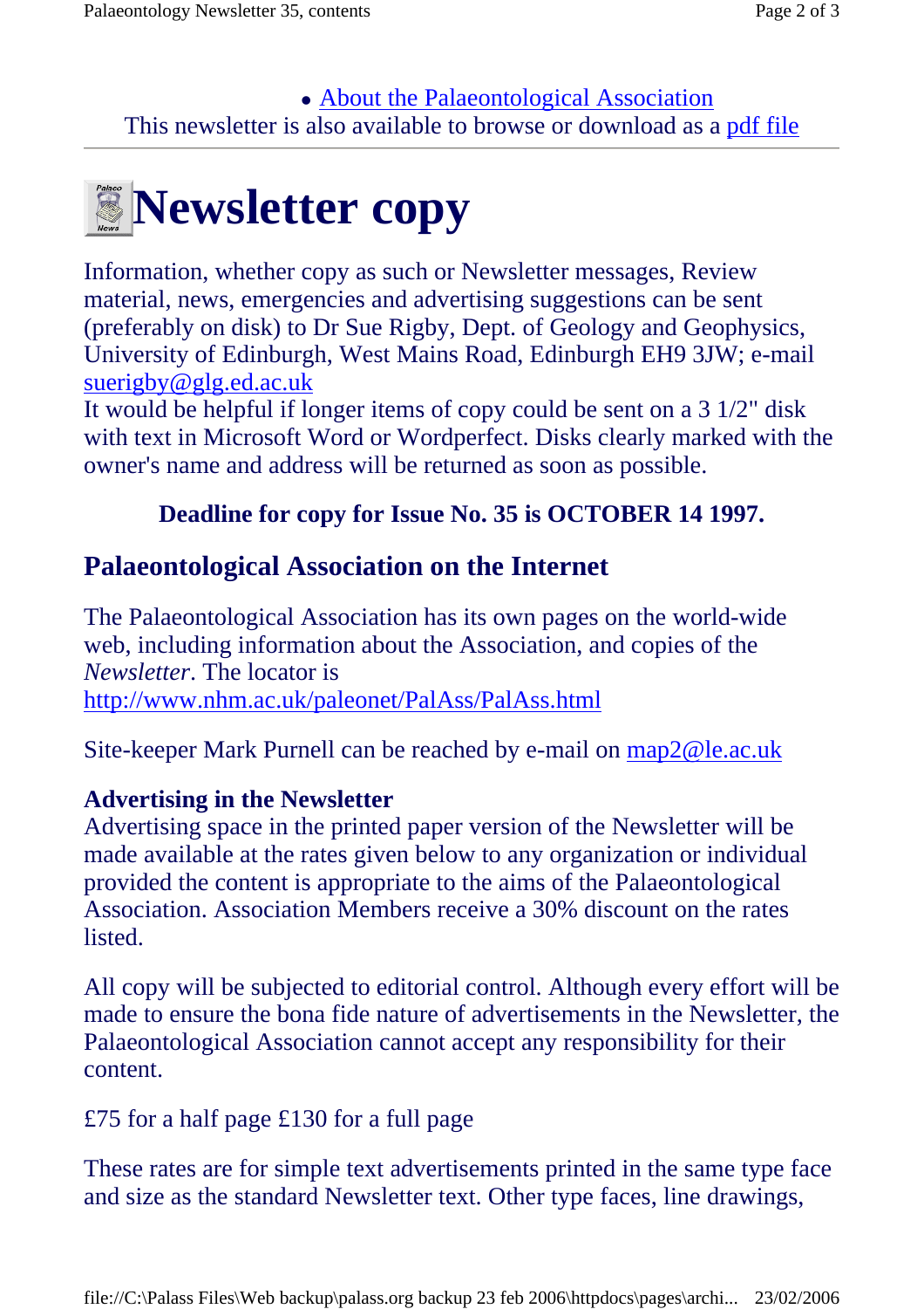- About the Palaeontological Association

This newsletter is also available to browse or download as a pdf file

# Newsletter copy

Information, whether copy as such or Newsletter messages, Review material, news, emergencies and advertising suggestions can be sent (preferably on disk) to Dr Sue Rigby, Dept. of Geology and Geophysics, University of Edinburgh, West Mains Road, Edinburgh EH9 3JW; e-mail suerigby@glg.ed.ac.uk
It would be helpful if longer items of copy could be sent on a 3 1/2" disk with text in Microsoft Word or Wordperfect. Disks clearly marked with the owner's name and address will be returned as soon as possible.

**Deadline for copy for Issue No. 35 is OCTOBER 14 1997.**

## Palaeontological Association on the Internet

The Palaeontological Association has its own pages on the world-wide web, including information about the Association, and copies of the *Newsletter*. The locator is
http://www.nhm.ac.uk/paleonet/PalAss/PalAss.html

Site-keeper Mark Purnell can be reached by e-mail on map2@le.ac.uk

### Advertising in the Newsletter

Advertising space in the printed paper version of the Newsletter will be made available at the rates given below to any organization or individual provided the content is appropriate to the aims of the Palaeontological Association. Association Members receive a 30% discount on the rates listed.

All copy will be subjected to editorial control. Although every effort will be made to ensure the bona fide nature of advertisements in the Newsletter, the Palaeontological Association cannot accept any responsibility for their content.

£75 for a half page £130 for a full page

These rates are for simple text advertisements printed in the same type face and size as the standard Newsletter text. Other type faces, line drawings,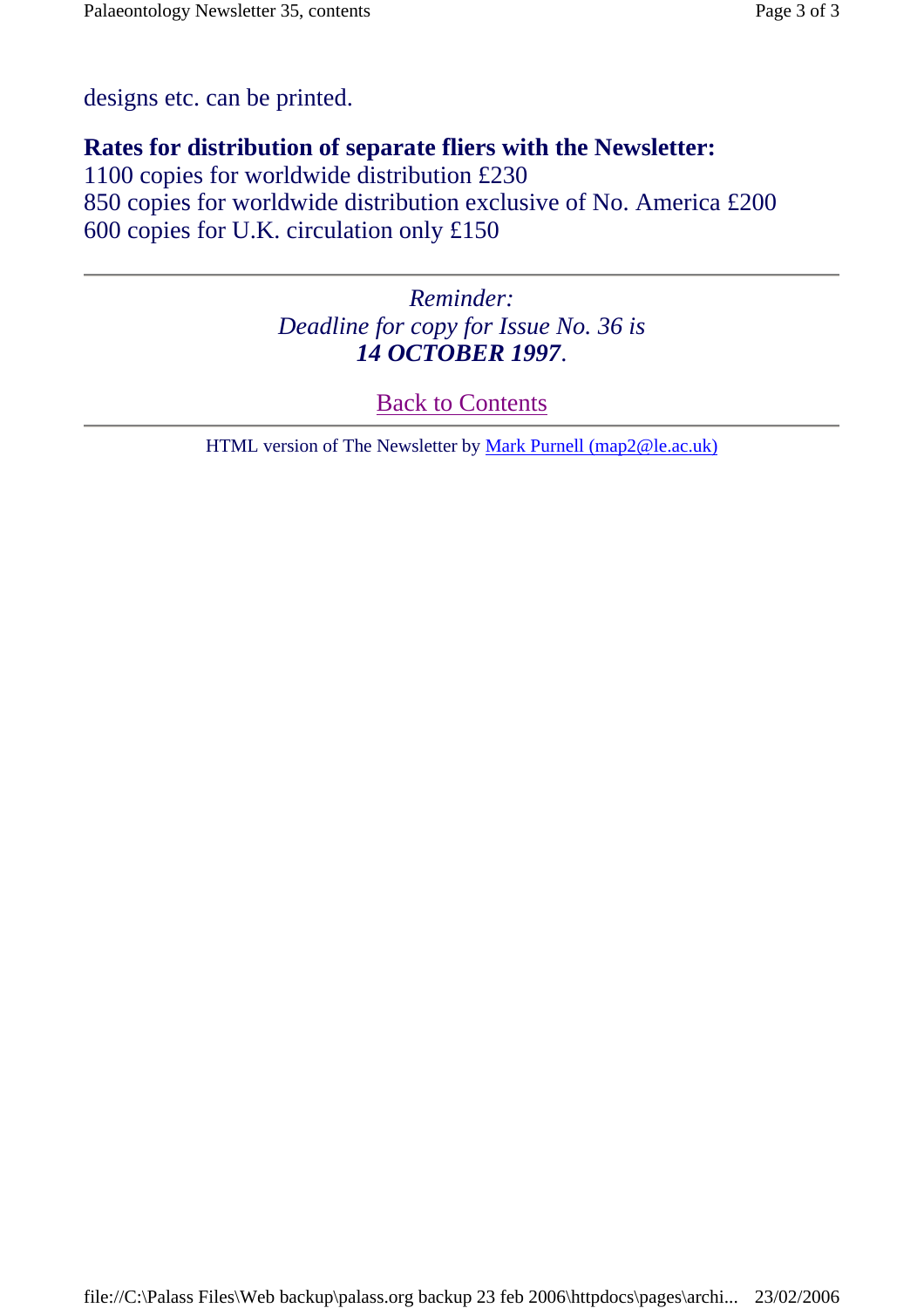designs etc. can be printed.

**Rates for distribution of separate fliers with the Newsletter:**
1100 copies for worldwide distribution £230
850 copies for worldwide distribution exclusive of No. America £200
600 copies for U.K. circulation only £150

---

*Reminder:*
*Deadline for copy for Issue No. 36 is*
***14 OCTOBER 1997**.*

Back to Contents

---

HTML version of The Newsletter by Mark Purnell (map2@le.ac.uk)